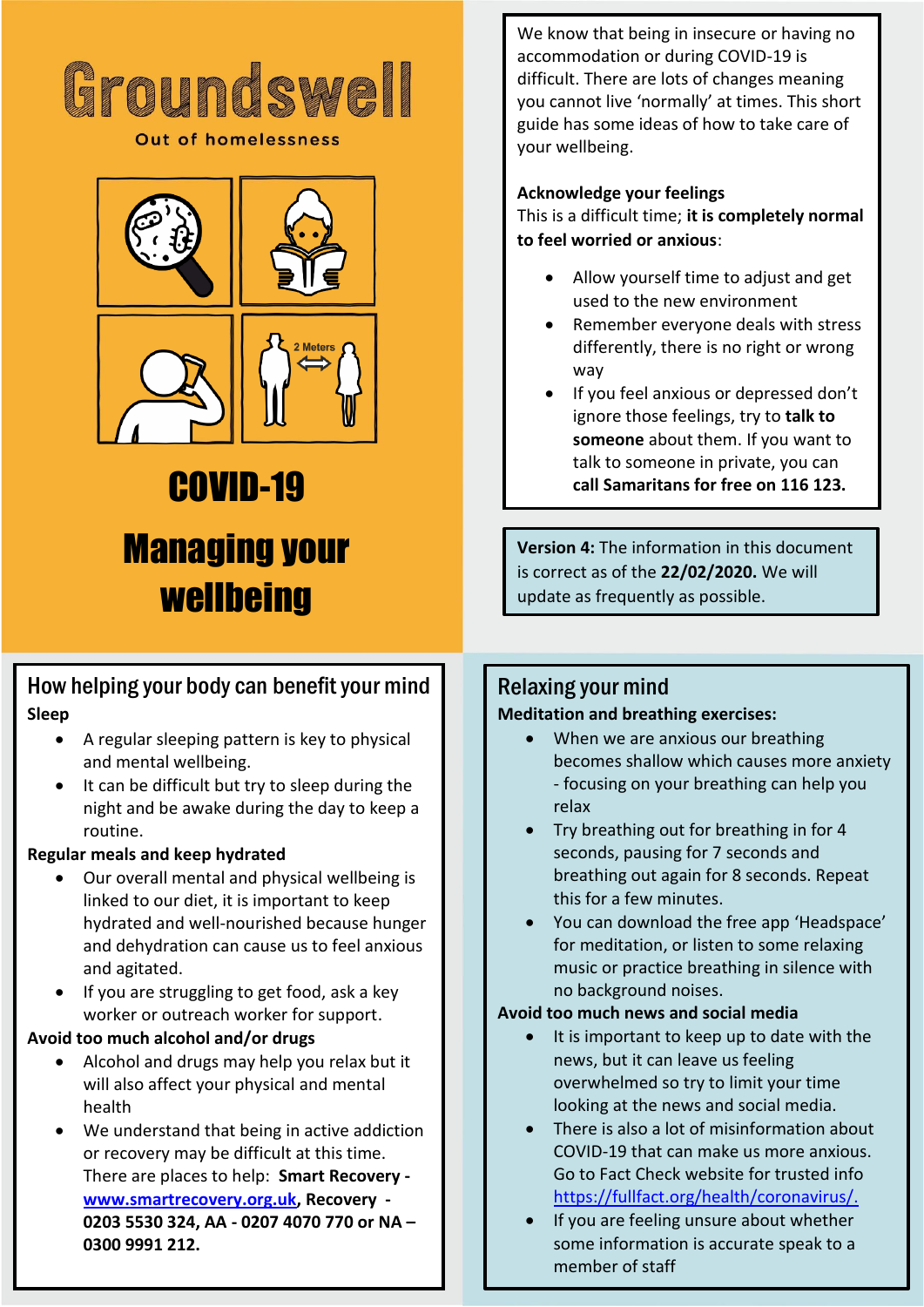# Groundswell

Out of homelessness

# COVID-19

# Managing your wellbeing

We know that being in insecure or having no accommodation or during COVID-19 is difficult. There are lots of changes meaning you cannot live 'normally' at times. This short guide has some ideas of how to take care of your wellbeing.

**Acknowledge your feelings**

This is a difficult time; **it is completely normal to feel worried or anxious**:

- Allow yourself time to adjust and get used to the new environment
- Remember everyone deals with stress differently, there is no right or wrong way
- If you feel anxious or depressed don't ignore those feelings, try to **talk to someone** about them. If you want to talk to someone in private, you can **call Samaritans for free on 116 123.**

**Version 4:** The information in this document is correct as of the **22/02/2020.** We will update as frequently as possible.

## How helping your body can benefit your mind

**Sleep**

- A regular sleeping pattern is key to physical and mental wellbeing.
- It can be difficult but try to sleep during the night and be awake during the day to keep a routine.

**Regular meals and keep hydrated**

- Our overall mental and physical wellbeing is linked to our diet, it is important to keep hydrated and well-nourished because hunger and dehydration can cause us to feel anxious and agitated.
- If you are struggling to get food, ask a key worker or outreach worker for support.

**Avoid too much alcohol and/or drugs**

- Alcohol and drugs may help you relax but it will also affect your physical and mental health
- We understand that being in active addiction or recovery may be difficult at this time. There are places to help: **Smart Recovery - [www.smartrecovery.org.uk](www.smartrecovery.org.uk)**, **Recovery - 0203 5530 324, AA - 0207 4070 770 or NA – 0300 9991 212.**

## Relaxing your mind

**Meditation and breathing exercises:**

- When we are anxious our breathing becomes shallow which causes more anxiety - focusing on your breathing can help you relax
- Try breathing out for breathing in for 4 seconds, pausing for 7 seconds and breathing out again for 8 seconds. Repeat this for a few minutes.
- You can download the free app 'Headspace' for meditation, or listen to some relaxing music or practice breathing in silence with no background noises.

**Avoid too much news and social media**

- It is important to keep up to date with the news, but it can leave us feeling overwhelmed so try to limit your time looking at the news and social media.
- There is also a lot of misinformation about COVID-19 that can make us more anxious. Go to Fact Check website for trusted info [https://fullfact.org/health/coronavirus/.](https://fullfact.org/health/coronavirus/)
- If you are feeling unsure about whether some information is accurate speak to a member of staff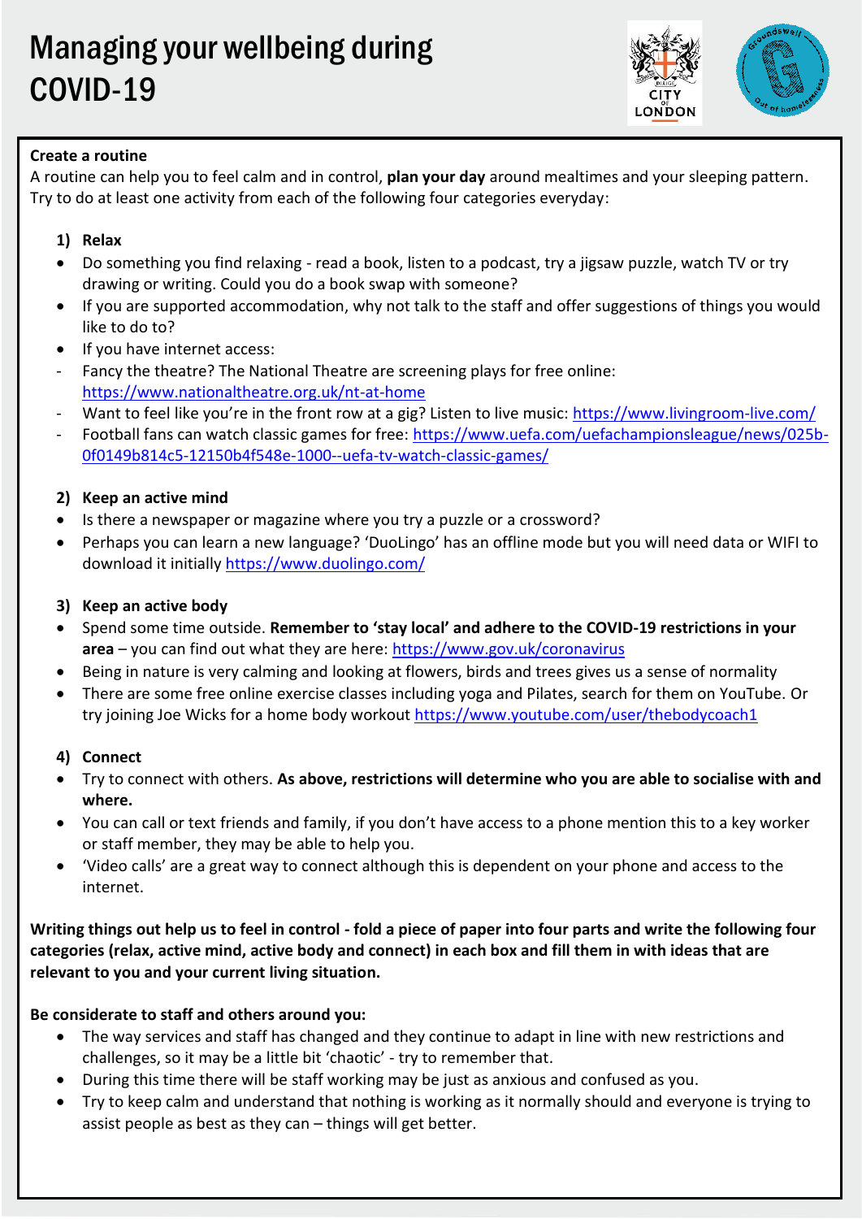# Managing your wellbeing during COVID-19

**Create a routine**

A routine can help you to feel calm and in control, **plan your day** around mealtimes and your sleeping pattern. Try to do at least one activity from each of the following four categories everyday:

1) **Relax**

- Do something you find relaxing - read a book, listen to a podcast, try a jigsaw puzzle, watch TV or try drawing or writing. Could you do a book swap with someone?
- If you are supported accommodation, why not talk to the staff and offer suggestions of things you would like to do to?
- If you have internet access:
  - Fancy the theatre? The National Theatre are screening plays for free online: https://www.nationaltheatre.org.uk/nt-at-home
  - Want to feel like you're in the front row at a gig? Listen to live music: https://www.livingroom-live.com/
  - Football fans can watch classic games for free: https://www.uefa.com/uefachampionsleague/news/025b-0f0149b814c5-12150b4f548e-1000--uefa-tv-watch-classic-games/

2) **Keep an active mind**

- Is there a newspaper or magazine where you try a puzzle or a crossword?
- Perhaps you can learn a new language? 'DuoLingo' has an offline mode but you will need data or WIFI to download it initially https://www.duolingo.com/

3) **Keep an active body**

- Spend some time outside. **Remember to 'stay local' and adhere to the COVID-19 restrictions in your area** – you can find out what they are here: https://www.gov.uk/coronavirus
- Being in nature is very calming and looking at flowers, birds and trees gives us a sense of normality
- There are some free online exercise classes including yoga and Pilates, search for them on YouTube. Or try joining Joe Wicks for a home body workout https://www.youtube.com/user/thebodycoach1

4) **Connect**

- Try to connect with others. **As above, restrictions will determine who you are able to socialise with and where.**
- You can call or text friends and family, if you don't have access to a phone mention this to a key worker or staff member, they may be able to help you.
- 'Video calls' are a great way to connect although this is dependent on your phone and access to the internet.

**Writing things out help us to feel in control - fold a piece of paper into four parts and write the following four categories (relax, active mind, active body and connect) in each box and fill them in with ideas that are relevant to you and your current living situation.**

**Be considerate to staff and others around you:**

- The way services and staff has changed and they continue to adapt in line with new restrictions and challenges, so it may be a little bit 'chaotic' - try to remember that.
- During this time there will be staff working may be just as anxious and confused as you.
- Try to keep calm and understand that nothing is working as it normally should and everyone is trying to assist people as best as they can – things will get better.